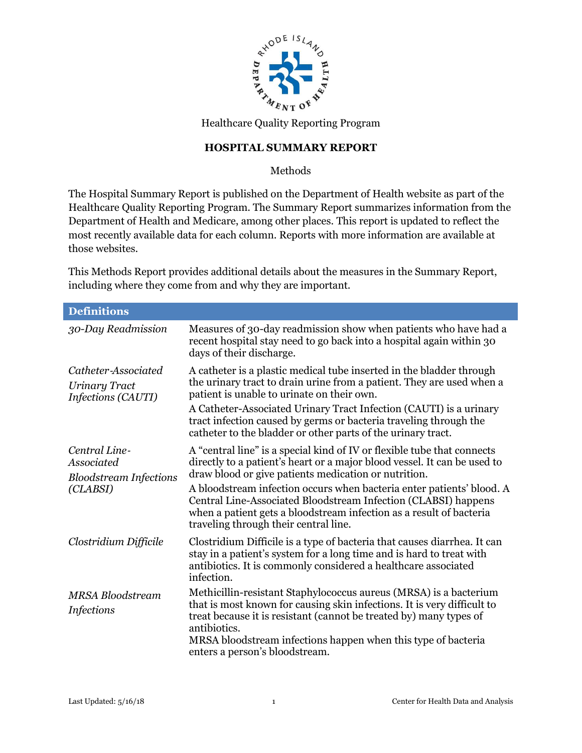Healthcare Quality Reporting Program

## HOSPITAL SUMMARY REPORT

Methods

The Hospital Summary Report is published on the Department of Health website as part of the Healthcare Quality Reporting Program. The Summary Report summarizes information from the Department of Health and Medicare, among other places. This report is updated to reflect the most recently available data for each column. Reports with more information are available at those websites.

This Methods Report provides additional details about the measures in the Summary Report, including where they come from and why they are important.

| **Definitions** | |
|---|---|
| *30-Day Readmission* | Measures of 30-day readmission show when patients who have had a recent hospital stay need to go back into a hospital again within 30 days of their discharge. |
| *Catheter-Associated Urinary Tract Infections (CAUTI)* | A catheter is a plastic medical tube inserted in the bladder through the urinary tract to drain urine from a patient. They are used when a patient is unable to urinate on their own. A Catheter-Associated Urinary Tract Infection (CAUTI) is a urinary tract infection caused by germs or bacteria traveling through the catheter to the bladder or other parts of the urinary tract. |
| *Central Line-Associated Bloodstream Infections (CLABSI)* | A "central line" is a special kind of IV or flexible tube that connects directly to a patient's heart or a major blood vessel. It can be used to draw blood or give patients medication or nutrition. A bloodstream infection occurs when bacteria enter patients' blood. A Central Line-Associated Bloodstream Infection (CLABSI) happens when a patient gets a bloodstream infection as a result of bacteria traveling through their central line. |
| *Clostridium Difficile* | Clostridium Difficile is a type of bacteria that causes diarrhea. It can stay in a patient's system for a long time and is hard to treat with antibiotics. It is commonly considered a healthcare associated infection. |
| *MRSA Bloodstream Infections* | Methicillin-resistant Staphylococcus aureus (MRSA) is a bacterium that is most known for causing skin infections. It is very difficult to treat because it is resistant (cannot be treated by) many types of antibiotics. MRSA bloodstream infections happen when this type of bacteria enters a person's bloodstream. |

Last Updated: 5/16/18

Center for Health Data and Analysis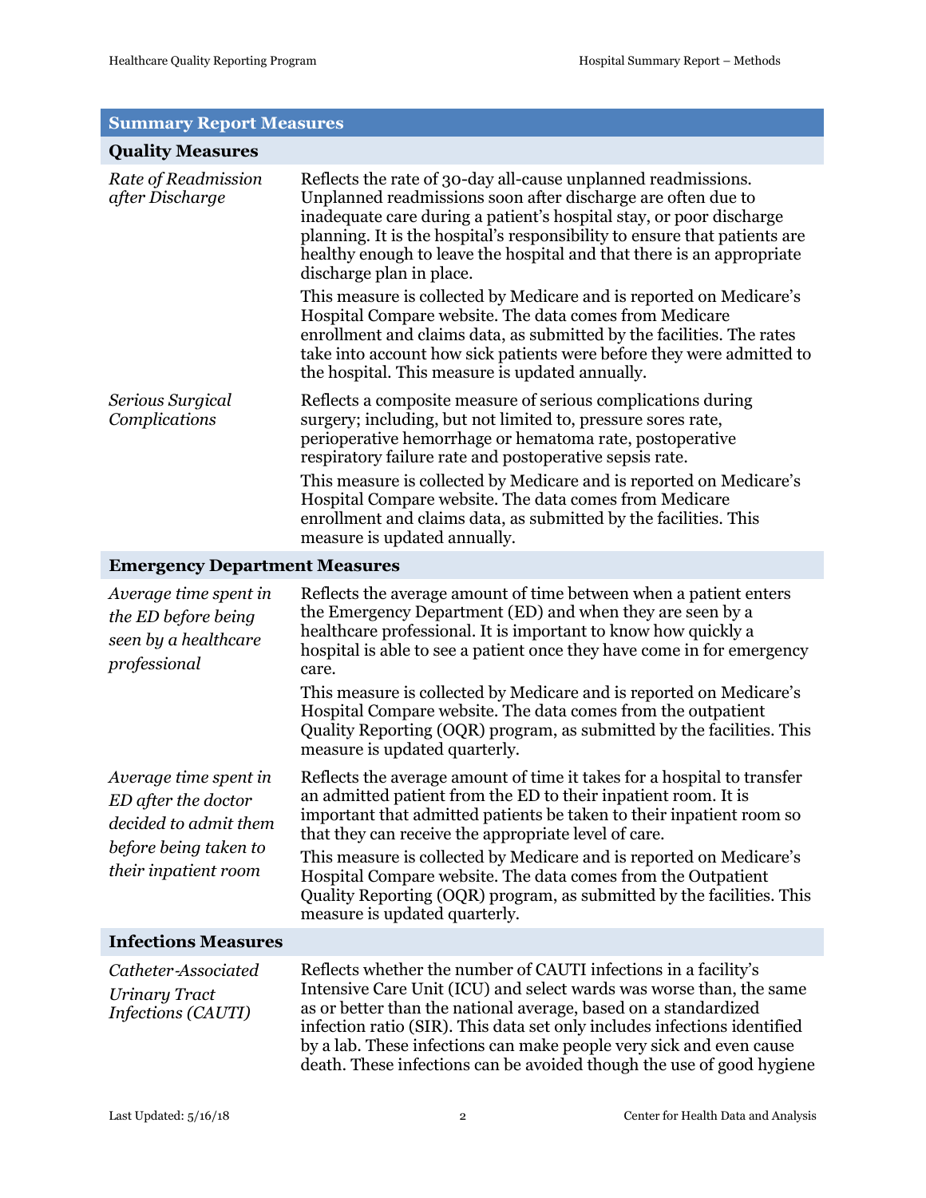## Summary Report Measures

### Quality Measures

| | |
|---|---|
| *Rate of Readmission after Discharge* | Reflects the rate of 30-day all-cause unplanned readmissions. Unplanned readmissions soon after discharge are often due to inadequate care during a patient's hospital stay, or poor discharge planning. It is the hospital's responsibility to ensure that patients are healthy enough to leave the hospital and that there is an appropriate discharge plan in place.<br><br>This measure is collected by Medicare and is reported on Medicare's Hospital Compare website. The data comes from Medicare enrollment and claims data, as submitted by the facilities. The rates take into account how sick patients were before they were admitted to the hospital. This measure is updated annually. |
| *Serious Surgical Complications* | Reflects a composite measure of serious complications during surgery; including, but not limited to, pressure sores rate, perioperative hemorrhage or hematoma rate, postoperative respiratory failure rate and postoperative sepsis rate.<br><br>This measure is collected by Medicare and is reported on Medicare's Hospital Compare website. The data comes from Medicare enrollment and claims data, as submitted by the facilities. This measure is updated annually. |

### Emergency Department Measures

| | |
|---|---|
| *Average time spent in the ED before being seen by a healthcare professional* | Reflects the average amount of time between when a patient enters the Emergency Department (ED) and when they are seen by a healthcare professional. It is important to know how quickly a hospital is able to see a patient once they have come in for emergency care.<br><br>This measure is collected by Medicare and is reported on Medicare's Hospital Compare website. The data comes from the outpatient Quality Reporting (OQR) program, as submitted by the facilities. This measure is updated quarterly. |
| *Average time spent in ED after the doctor decided to admit them before being taken to their inpatient room* | Reflects the average amount of time it takes for a hospital to transfer an admitted patient from the ED to their inpatient room. It is important that admitted patients be taken to their inpatient room so that they can receive the appropriate level of care.<br><br>This measure is collected by Medicare and is reported on Medicare's Hospital Compare website. The data comes from the Outpatient Quality Reporting (OQR) program, as submitted by the facilities. This measure is updated quarterly. |

### Infections Measures

| | |
|---|---|
| *Catheter-Associated Urinary Tract Infections (CAUTI)* | Reflects whether the number of CAUTI infections in a facility's Intensive Care Unit (ICU) and select wards was worse than, the same as or better than the national average, based on a standardized infection ratio (SIR). This data set only includes infections identified by a lab. These infections can make people very sick and even cause death. These infections can be avoided though the use of good hygiene |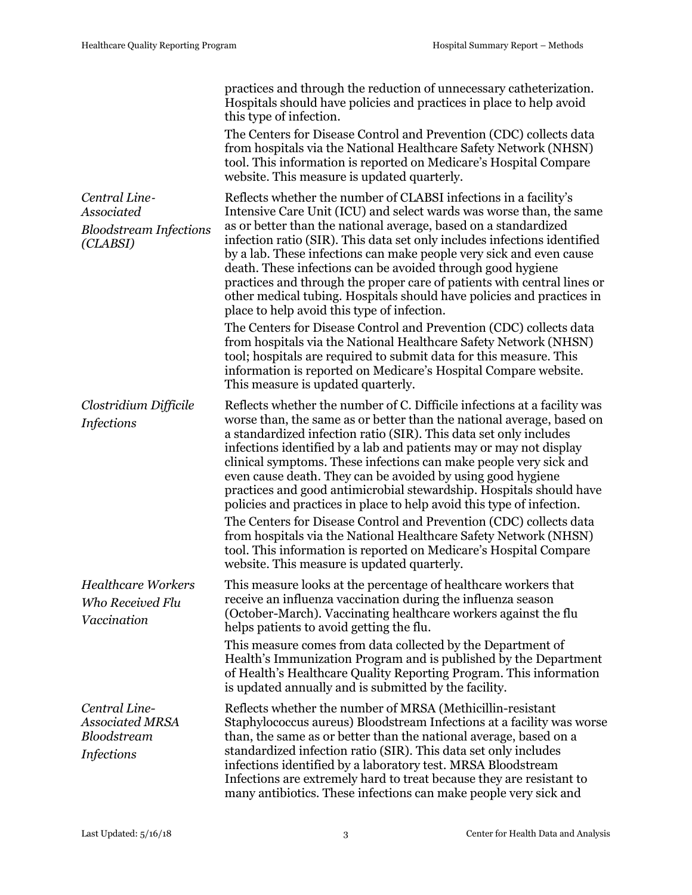| | |
|---|---|
| | practices and through the reduction of unnecessary catheterization. Hospitals should have policies and practices in place to help avoid this type of infection.<br><br>The Centers for Disease Control and Prevention (CDC) collects data from hospitals via the National Healthcare Safety Network (NHSN) tool. This information is reported on Medicare's Hospital Compare website. This measure is updated quarterly. |
| *Central Line-Associated Bloodstream Infections (CLABSI)* | Reflects whether the number of CLABSI infections in a facility's Intensive Care Unit (ICU) and select wards was worse than, the same as or better than the national average, based on a standardized infection ratio (SIR). This data set only includes infections identified by a lab. These infections can make people very sick and even cause death. These infections can be avoided through good hygiene practices and through the proper care of patients with central lines or other medical tubing. Hospitals should have policies and practices in place to help avoid this type of infection.<br><br>The Centers for Disease Control and Prevention (CDC) collects data from hospitals via the National Healthcare Safety Network (NHSN) tool; hospitals are required to submit data for this measure. This information is reported on Medicare's Hospital Compare website. This measure is updated quarterly. |
| *Clostridium Difficile Infections* | Reflects whether the number of C. Difficile infections at a facility was worse than, the same as or better than the national average, based on a standardized infection ratio (SIR). This data set only includes infections identified by a lab and patients may or may not display clinical symptoms. These infections can make people very sick and even cause death. They can be avoided by using good hygiene practices and good antimicrobial stewardship. Hospitals should have policies and practices in place to help avoid this type of infection.<br><br>The Centers for Disease Control and Prevention (CDC) collects data from hospitals via the National Healthcare Safety Network (NHSN) tool. This information is reported on Medicare's Hospital Compare website. This measure is updated quarterly. |
| *Healthcare Workers Who Received Flu Vaccination* | This measure looks at the percentage of healthcare workers that receive an influenza vaccination during the influenza season (October-March). Vaccinating healthcare workers against the flu helps patients to avoid getting the flu.<br><br>This measure comes from data collected by the Department of Health's Immunization Program and is published by the Department of Health's Healthcare Quality Reporting Program. This information is updated annually and is submitted by the facility. |
| *Central Line-Associated MRSA Bloodstream Infections* | Reflects whether the number of MRSA (Methicillin-resistant Staphylococcus aureus) Bloodstream Infections at a facility was worse than, the same as or better than the national average, based on a standardized infection ratio (SIR). This data set only includes infections identified by a laboratory test. MRSA Bloodstream Infections are extremely hard to treat because they are resistant to many antibiotics. These infections can make people very sick and |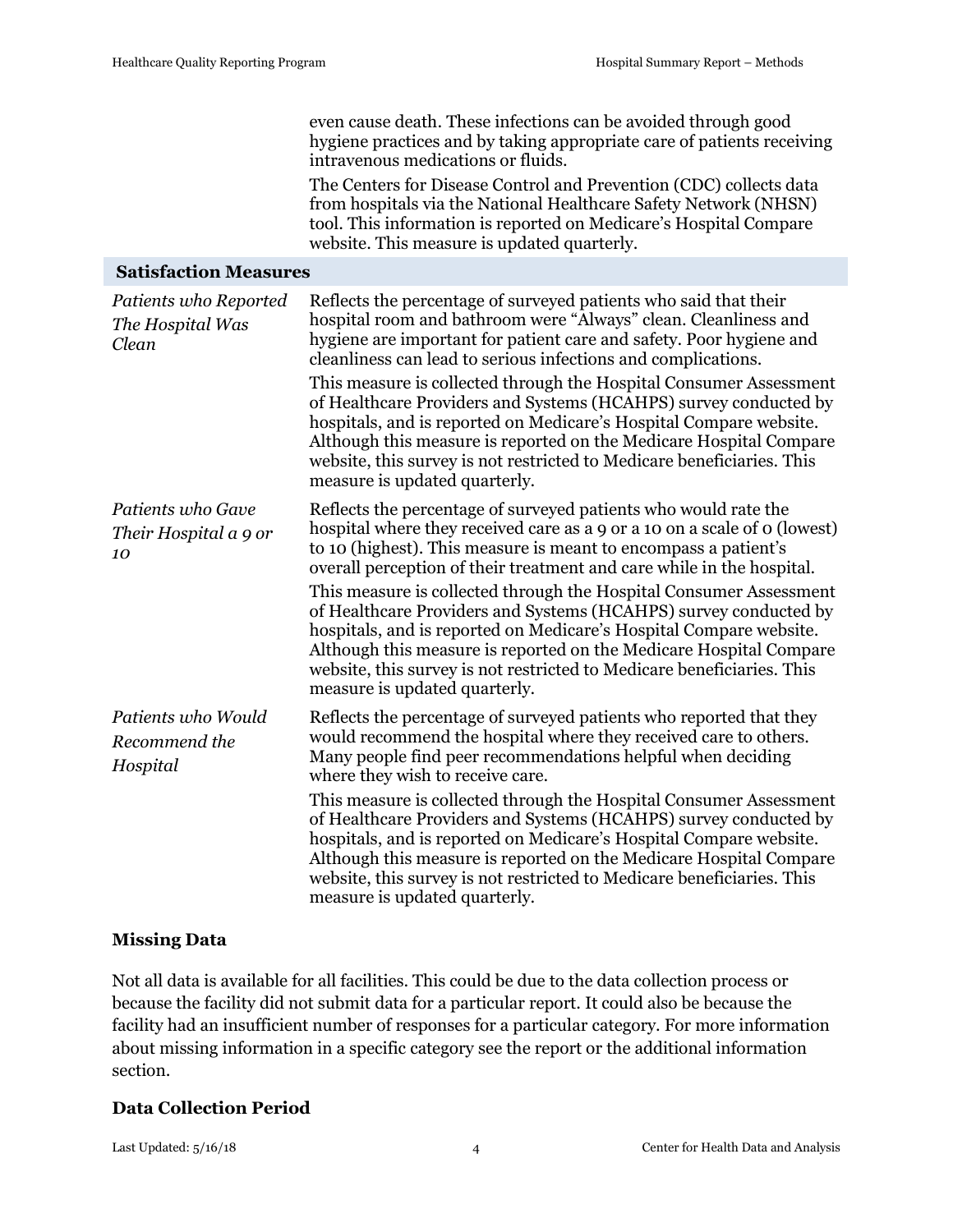| | |
|---|---|
| | even cause death. These infections can be avoided through good hygiene practices and by taking appropriate care of patients receiving intravenous medications or fluids. The Centers for Disease Control and Prevention (CDC) collects data from hospitals via the National Healthcare Safety Network (NHSN) tool. This information is reported on Medicare's Hospital Compare website. This measure is updated quarterly. |
| **Satisfaction Measures** | |
| *Patients who Reported The Hospital Was Clean* | Reflects the percentage of surveyed patients who said that their hospital room and bathroom were "Always" clean. Cleanliness and hygiene are important for patient care and safety. Poor hygiene and cleanliness can lead to serious infections and complications. This measure is collected through the Hospital Consumer Assessment of Healthcare Providers and Systems (HCAHPS) survey conducted by hospitals, and is reported on Medicare's Hospital Compare website. Although this measure is reported on the Medicare Hospital Compare website, this survey is not restricted to Medicare beneficiaries. This measure is updated quarterly. |
| *Patients who Gave Their Hospital a 9 or 10* | Reflects the percentage of surveyed patients who would rate the hospital where they received care as a 9 or a 10 on a scale of 0 (lowest) to 10 (highest). This measure is meant to encompass a patient's overall perception of their treatment and care while in the hospital. This measure is collected through the Hospital Consumer Assessment of Healthcare Providers and Systems (HCAHPS) survey conducted by hospitals, and is reported on Medicare's Hospital Compare website. Although this measure is reported on the Medicare Hospital Compare website, this survey is not restricted to Medicare beneficiaries. This measure is updated quarterly. |
| *Patients who Would Recommend the Hospital* | Reflects the percentage of surveyed patients who reported that they would recommend the hospital where they received care to others. Many people find peer recommendations helpful when deciding where they wish to receive care. This measure is collected through the Hospital Consumer Assessment of Healthcare Providers and Systems (HCAHPS) survey conducted by hospitals, and is reported on Medicare's Hospital Compare website. Although this measure is reported on the Medicare Hospital Compare website, this survey is not restricted to Medicare beneficiaries. This measure is updated quarterly. |

## Missing Data

Not all data is available for all facilities. This could be due to the data collection process or because the facility did not submit data for a particular report. It could also be because the facility had an insufficient number of responses for a particular category. For more information about missing information in a specific category see the report or the additional information section.

## Data Collection Period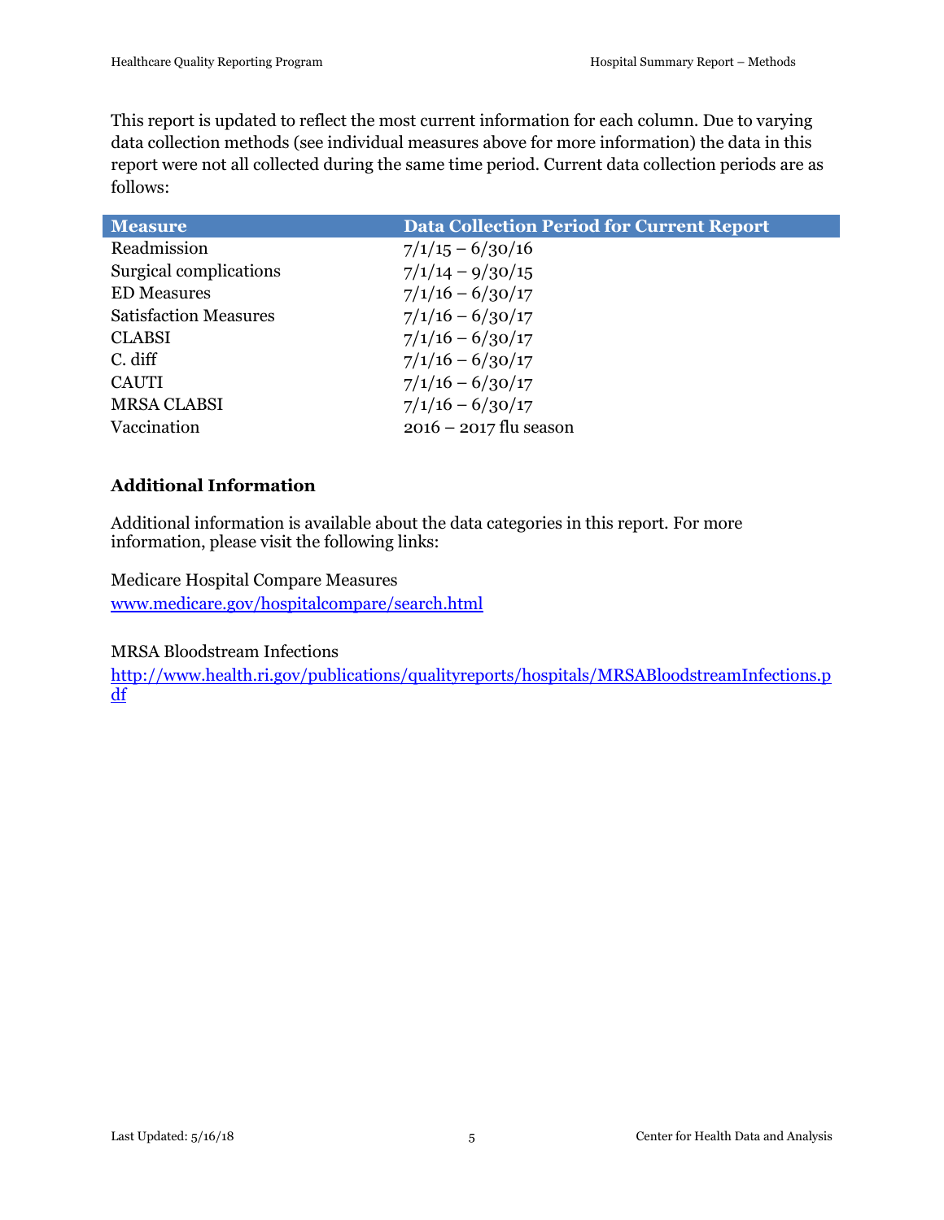This report is updated to reflect the most current information for each column. Due to varying data collection methods (see individual measures above for more information) the data in this report were not all collected during the same time period. Current data collection periods are as follows:

| Measure | Data Collection Period for Current Report |
| --- | --- |
| Readmission | 7/1/15 – 6/30/16 |
| Surgical complications | 7/1/14 – 9/30/15 |
| ED Measures | 7/1/16 – 6/30/17 |
| Satisfaction Measures | 7/1/16 – 6/30/17 |
| CLABSI | 7/1/16 – 6/30/17 |
| C. diff | 7/1/16 – 6/30/17 |
| CAUTI | 7/1/16 – 6/30/17 |
| MRSA CLABSI | 7/1/16 – 6/30/17 |
| Vaccination | 2016 – 2017 flu season |

## Additional Information

Additional information is available about the data categories in this report. For more information, please visit the following links:

Medicare Hospital Compare Measures
[www.medicare.gov/hospitalcompare/search.html](www.medicare.gov/hospitalcompare/search.html)

MRSA Bloodstream Infections
[http://www.health.ri.gov/publications/qualityreports/hospitals/MRSABloodstreamInfections.pdf](http://www.health.ri.gov/publications/qualityreports/hospitals/MRSABloodstreamInfections.pdf)